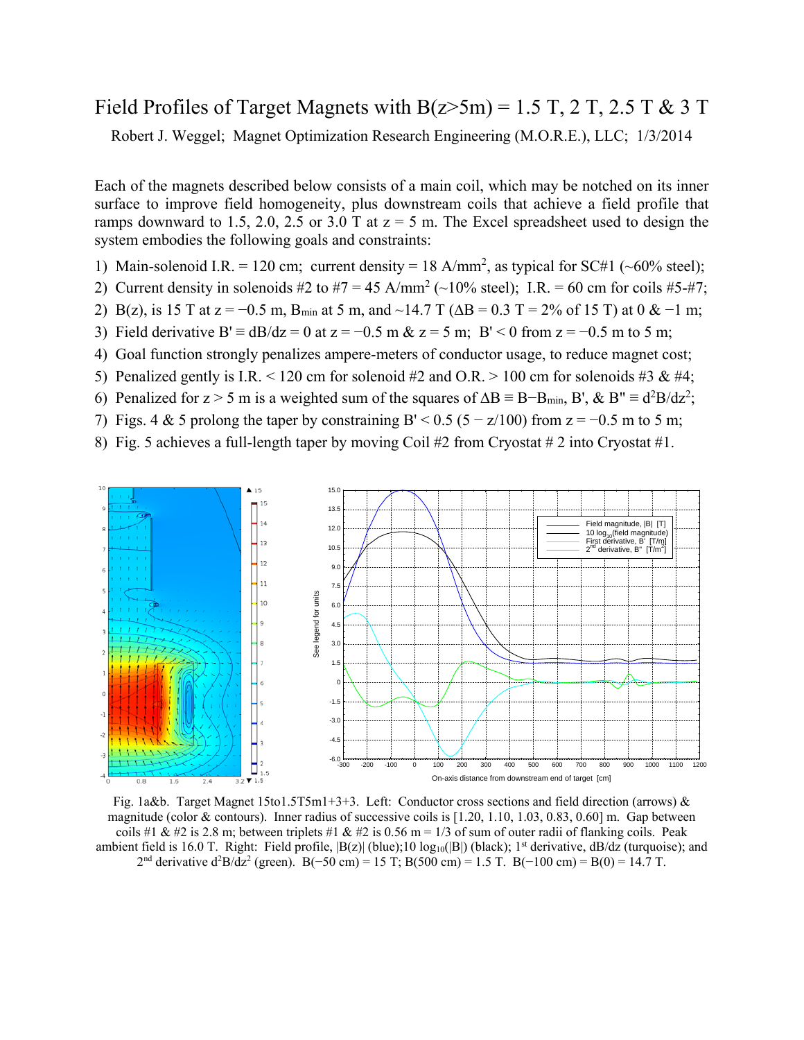# Field Profiles of Target Magnets with B(z>5m) = 1.5 T, 2 T, 2.5 T & 3 T

Robert J. Weggel; Magnet Optimization Research Engineering (M.O.R.E.), LLC; 1/3/2014

Each of the magnets described below consists of a main coil, which may be notched on its inner surface to improve field homogeneity, plus downstream coils that achieve a field profile that ramps downward to 1.5, 2.0, 2.5 or 3.0 T at z = 5 m. The Excel spreadsheet used to design the system embodies the following goals and constraints:

1) Main-solenoid I.R. = 120 cm; current density = 18 A/mm$^2$, as typical for SC#1 (~60% steel);
2) Current density in solenoids #2 to #7 = 45 A/mm$^2$ (~10% steel); I.R. = 60 cm for coils #5-#7;
2) B(z), is 15 T at z = −0.5 m, $B_{min}$ at 5 m, and ~14.7 T (ΔB = 0.3 T = 2% of 15 T) at 0 & −1 m;
3) Field derivative B' ≡ dB/dz = 0 at z = −0.5 m & z = 5 m; B' < 0 from z = −0.5 m to 5 m;
4) Goal function strongly penalizes ampere-meters of conductor usage, to reduce magnet cost;
5) Penalized gently is I.R. < 120 cm for solenoid #2 and O.R. > 100 cm for solenoids #3 & #4;
6) Penalized for z > 5 m is a weighted sum of the squares of ΔB ≡ B−$B_{min}$, B', & B" ≡ d$^2$B/dz$^2$;
7) Figs. 4 & 5 prolong the taper by constraining B' < 0.5 (5 − z/100) from z = −0.5 m to 5 m;
8) Fig. 5 achieves a full-length taper by moving Coil #2 from Cryostat # 2 into Cryostat #1.

Fig. 1a&b. Target Magnet 15to1.5T5m1+3+3. Left: Conductor cross sections and field direction (arrows) & magnitude (color & contours). Inner radius of successive coils is [1.20, 1.10, 1.03, 0.83, 0.60] m. Gap between coils #1 & #2 is 2.8 m; between triplets #1 & #2 is 0.56 m = 1/3 of sum of outer radii of flanking coils. Peak ambient field is 16.0 T. Right: Field profile, |B(z)| (blue);10 log$_{10}$(|B|) (black); 1$^{st}$ derivative, dB/dz (turquoise); and 2$^{nd}$ derivative d$^2$B/dz$^2$ (green). B(−50 cm) = 15 T; B(500 cm) = 1.5 T. B(−100 cm) = B(0) = 14.7 T.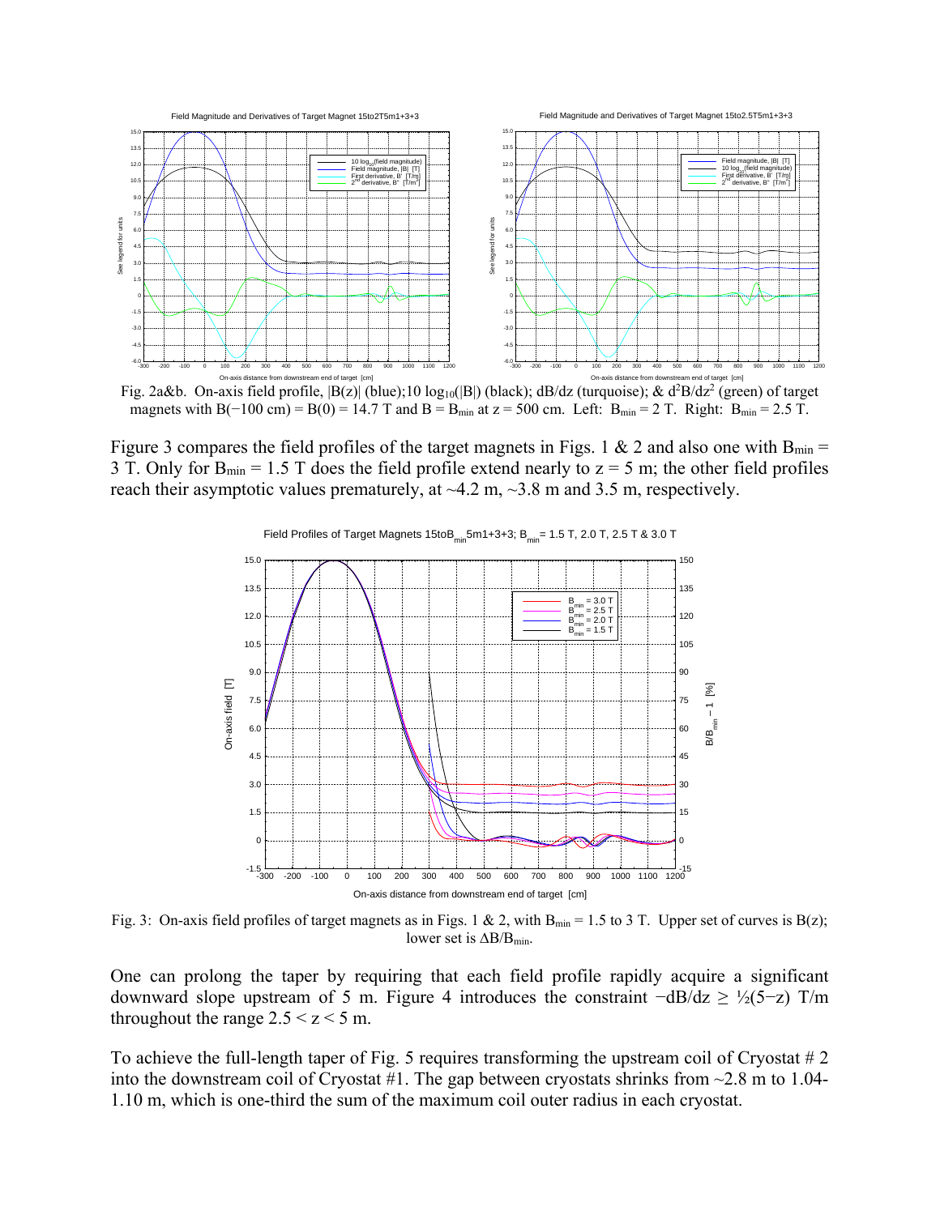Fig. 2a&b. On-axis field profile, $|B(z)|$ (blue); $10 \log_{10}(|B|)$ (black); $dB/dz$ (turquoise); & $d^2B/dz^2$ (green) of target magnets with $B(-100 \text{ cm}) = B(0) = 14.7$ T and $B = B_{min}$ at $z = 500$ cm. Left: $B_{min} = 2$ T. Right: $B_{min} = 2.5$ T.

Figure 3 compares the field profiles of the target magnets in Figs. 1 & 2 and also one with $B_{min} = 3$ T. Only for $B_{min} = 1.5$ T does the field profile extend nearly to $z = 5$ m; the other field profiles reach their asymptotic values prematurely, at ~4.2 m, ~3.8 m and 3.5 m, respectively.

Fig. 3: On-axis field profiles of target magnets as in Figs. 1 & 2, with $B_{min} = 1.5$ to 3 T. Upper set of curves is $B(z)$; lower set is $\Delta B/B_{min}$.

One can prolong the taper by requiring that each field profile rapidly acquire a significant downward slope upstream of 5 m. Figure 4 introduces the constraint $-dB/dz \geq \frac{1}{2}(5-z)$ T/m throughout the range $2.5 < z < 5$ m.

To achieve the full-length taper of Fig. 5 requires transforming the upstream coil of Cryostat # 2 into the downstream coil of Cryostat #1. The gap between cryostats shrinks from ~2.8 m to 1.04-1.10 m, which is one-third the sum of the maximum coil outer radius in each cryostat.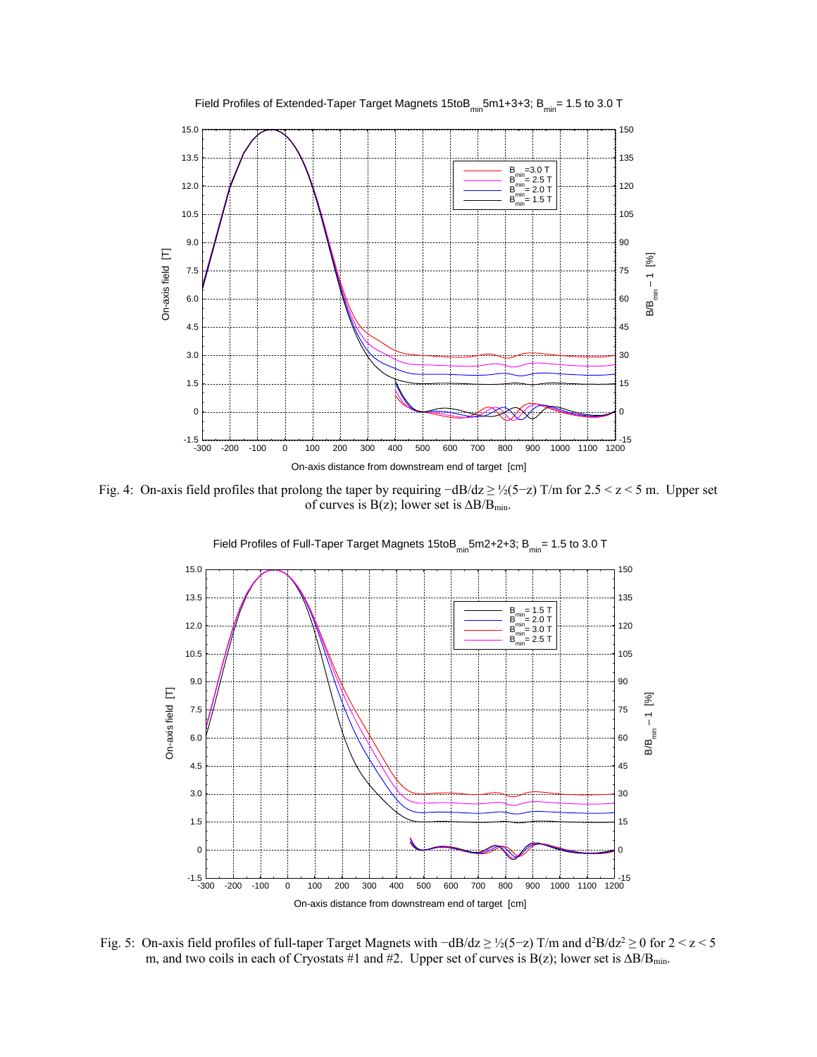Fig. 4: On-axis field profiles that prolong the taper by requiring $-dB/dz \geq \frac{1}{2}(5-z)$ T/m for $2.5 < z < 5$ m. Upper set of curves is $B(z)$; lower set is $\Delta B/B_{min}$.

Fig. 5: On-axis field profiles of full-taper Target Magnets with $-dB/dz \geq \frac{1}{2}(5-z)$ T/m and $d^2B/dz^2 \geq 0$ for $2 < z < 5$ m, and two coils in each of Cryostats #1 and #2. Upper set of curves is $B(z)$; lower set is $\Delta B/B_{min}$.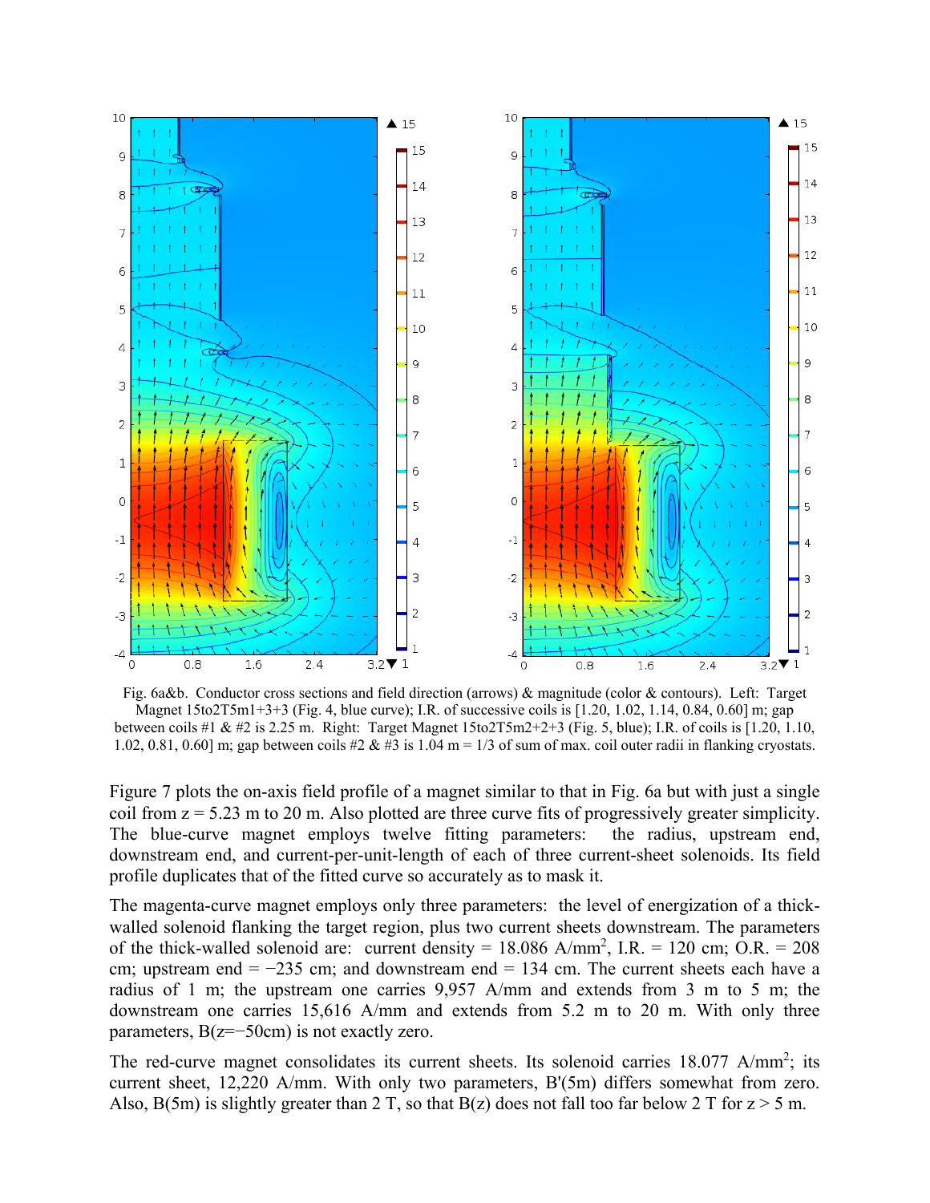Fig. 6a&b. Conductor cross sections and field direction (arrows) & magnitude (color & contours). Left: Target Magnet 15to2T5m1+3+3 (Fig. 4, blue curve); I.R. of successive coils is [1.20, 1.02, 1.14, 0.84, 0.60] m; gap between coils #1 & #2 is 2.25 m. Right: Target Magnet 15to2T5m2+2+3 (Fig. 5, blue); I.R. of coils is [1.20, 1.10, 1.02, 0.81, 0.60] m; gap between coils #2 & #3 is 1.04 m = 1/3 of sum of max. coil outer radii in flanking cryostats.

Figure 7 plots the on-axis field profile of a magnet similar to that in Fig. 6a but with just a single coil from z = 5.23 m to 20 m. Also plotted are three curve fits of progressively greater simplicity. The blue-curve magnet employs twelve fitting parameters: the radius, upstream end, downstream end, and current-per-unit-length of each of three current-sheet solenoids. Its field profile duplicates that of the fitted curve so accurately as to mask it.

The magenta-curve magnet employs only three parameters: the level of energization of a thick-walled solenoid flanking the target region, plus two current sheets downstream. The parameters of the thick-walled solenoid are: current density = 18.086 A/mm$^2$, I.R. = 120 cm; O.R. = 208 cm; upstream end = −235 cm; and downstream end = 134 cm. The current sheets have a radius of 1 m; the upstream one carries 9,957 A/mm and extends from 3 m to 5 m; the downstream one carries 15,616 A/mm and extends from 5.2 m to 20 m. With only three parameters, B(z=−50cm) is not exactly zero.

The red-curve magnet consolidates its current sheets. Its solenoid carries 18.077 A/mm$^2$; its current sheet, 12,220 A/mm. With only two parameters, B'(5m) differs somewhat from zero. Also, B(5m) is slightly greater than 2 T, so that B(z) does not fall too far below 2 T for z > 5 m.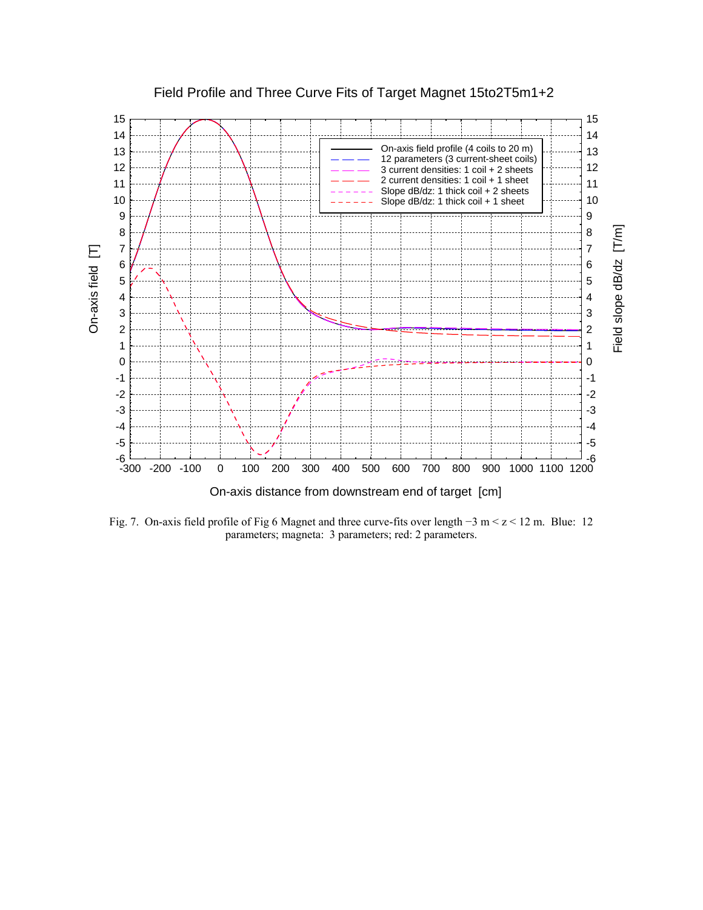Field Profile and Three Curve Fits of Target Magnet 15to2T5m1+2

On-axis field [T]

Field slope dB/dz [T/m]

On-axis distance from downstream end of target [cm]

-300 -200 -100 0 100 200 300 400 500 600 700 800 900 1000 1100 1200

15 14 13 12 11 10 9 8 7 6 5 4 3 2 1 0 -1 -2 -3 -4 -5 -6

On-axis field profile (4 coils to 20 m)

12 parameters (3 current-sheet coils)

3 current densities: 1 coil + 2 sheets

2 current densities: 1 coil + 1 sheet

Slope dB/dz: 1 thick coil + 2 sheets

Slope dB/dz: 1 thick coil + 1 sheet

Fig. 7. On-axis field profile of Fig 6 Magnet and three curve-fits over length $-3$ m $< z <$ 12 m. Blue: 12 parameters; magneta: 3 parameters; red: 2 parameters.